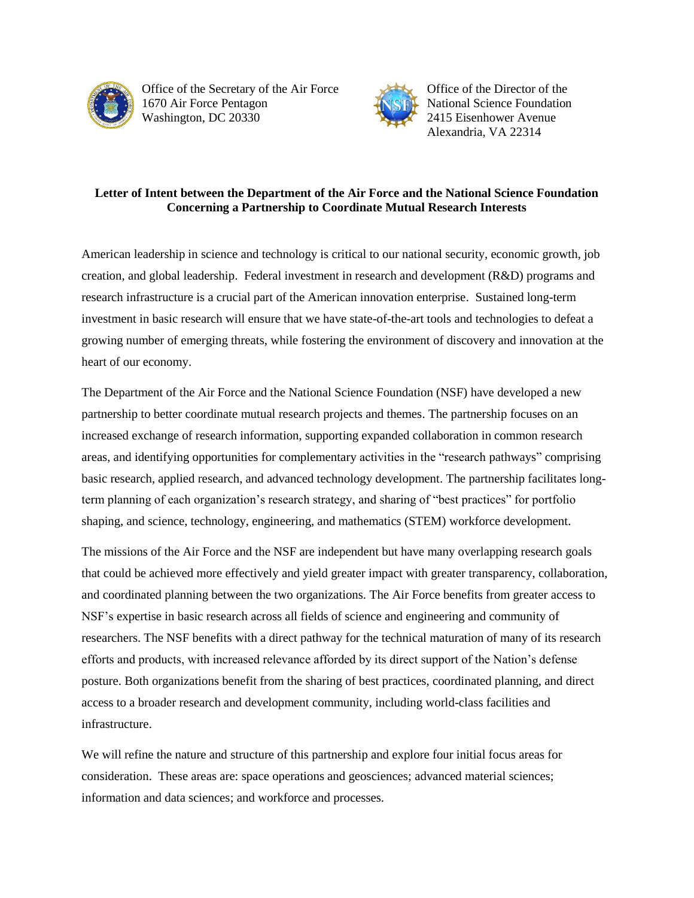Office of the Secretary of the Air Force
1670 Air Force Pentagon
Washington, DC 20330

Office of the Director of the
National Science Foundation
2415 Eisenhower Avenue
Alexandria, VA 22314

**Letter of Intent between the Department of the Air Force and the National Science Foundation Concerning a Partnership to Coordinate Mutual Research Interests**

American leadership in science and technology is critical to our national security, economic growth, job creation, and global leadership. Federal investment in research and development (R&D) programs and research infrastructure is a crucial part of the American innovation enterprise. Sustained long-term investment in basic research will ensure that we have state-of-the-art tools and technologies to defeat a growing number of emerging threats, while fostering the environment of discovery and innovation at the heart of our economy.

The Department of the Air Force and the National Science Foundation (NSF) have developed a new partnership to better coordinate mutual research projects and themes. The partnership focuses on an increased exchange of research information, supporting expanded collaboration in common research areas, and identifying opportunities for complementary activities in the "research pathways" comprising basic research, applied research, and advanced technology development. The partnership facilitates long-term planning of each organization's research strategy, and sharing of "best practices" for portfolio shaping, and science, technology, engineering, and mathematics (STEM) workforce development.

The missions of the Air Force and the NSF are independent but have many overlapping research goals that could be achieved more effectively and yield greater impact with greater transparency, collaboration, and coordinated planning between the two organizations. The Air Force benefits from greater access to NSF's expertise in basic research across all fields of science and engineering and community of researchers. The NSF benefits with a direct pathway for the technical maturation of many of its research efforts and products, with increased relevance afforded by its direct support of the Nation's defense posture. Both organizations benefit from the sharing of best practices, coordinated planning, and direct access to a broader research and development community, including world-class facilities and infrastructure.

We will refine the nature and structure of this partnership and explore four initial focus areas for consideration. These areas are: space operations and geosciences; advanced material sciences; information and data sciences; and workforce and processes.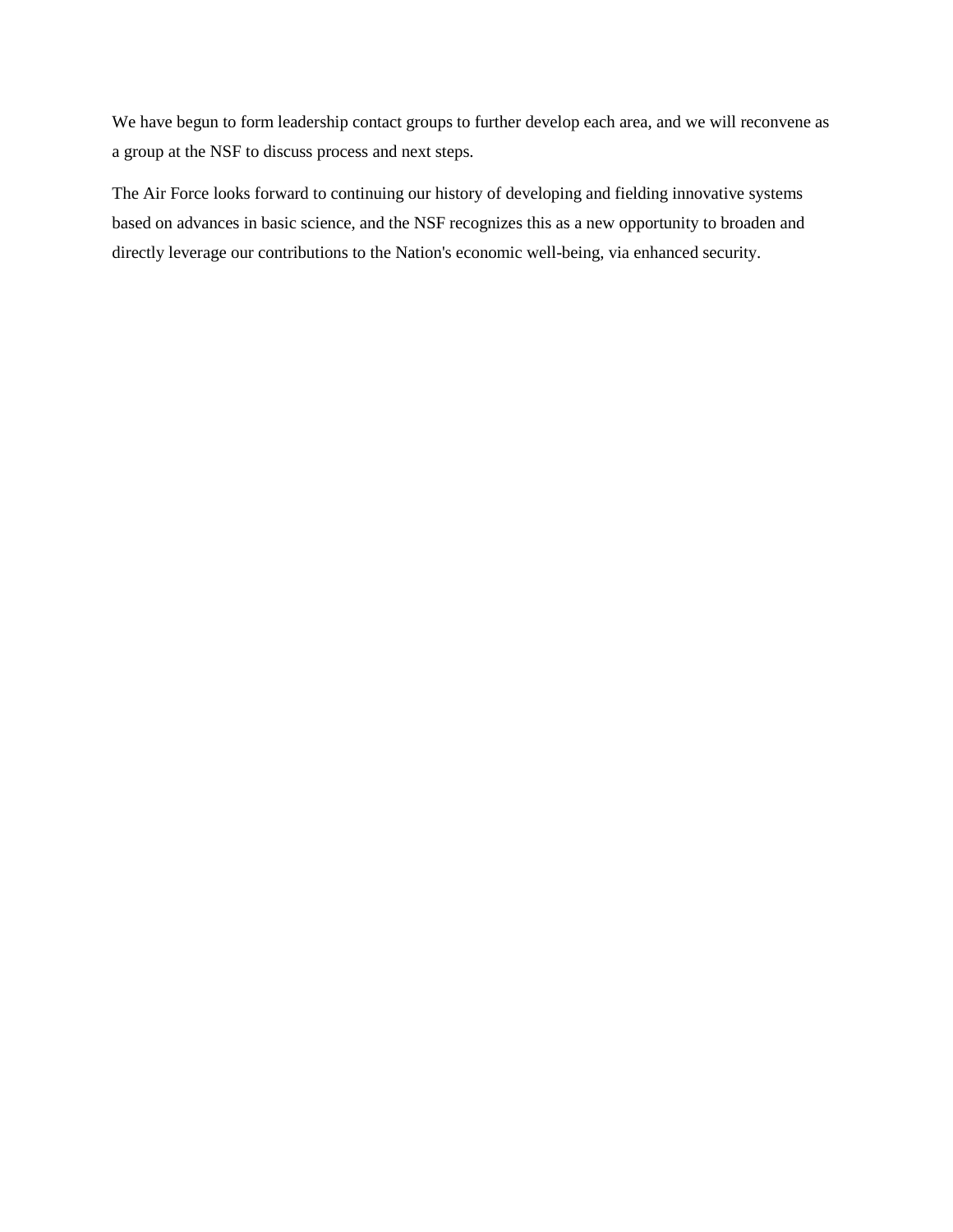We have begun to form leadership contact groups to further develop each area, and we will reconvene as a group at the NSF to discuss process and next steps.

The Air Force looks forward to continuing our history of developing and fielding innovative systems based on advances in basic science, and the NSF recognizes this as a new opportunity to broaden and directly leverage our contributions to the Nation's economic well-being, via enhanced security.